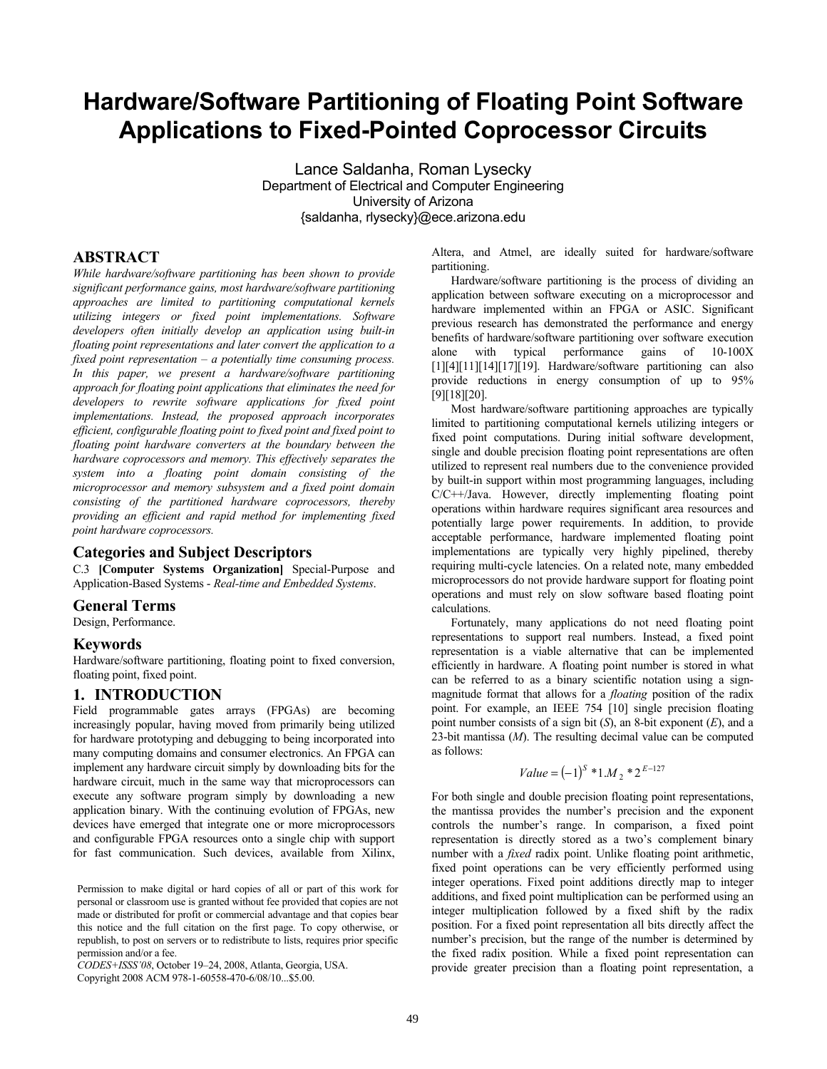# Hardware/Software Partitioning of Floating Point Software Applications to Fixed-Pointed Coprocessor Circuits

Lance Saldanha, Roman Lysecky
Department of Electrical and Computer Engineering
University of Arizona
{saldanha, rlysecky}@ece.arizona.edu

## ABSTRACT

*While hardware/software partitioning has been shown to provide significant performance gains, most hardware/software partitioning approaches are limited to partitioning computational kernels utilizing integers or fixed point implementations. Software developers often initially develop an application using built-in floating point representations and later convert the application to a fixed point representation – a potentially time consuming process. In this paper, we present a hardware/software partitioning approach for floating point applications that eliminates the need for developers to rewrite software applications for fixed point implementations. Instead, the proposed approach incorporates efficient, configurable floating point to fixed point and fixed point to floating point hardware converters at the boundary between the hardware coprocessors and memory. This effectively separates the system into a floating point domain consisting of the microprocessor and memory subsystem and a fixed point domain consisting of the partitioned hardware coprocessors, thereby providing an efficient and rapid method for implementing fixed point hardware coprocessors.*

## Categories and Subject Descriptors

C.3 **[Computer Systems Organization]** Special-Purpose and Application-Based Systems - *Real-time and Embedded Systems*.

## General Terms

Design, Performance.

## Keywords

Hardware/software partitioning, floating point to fixed conversion, floating point, fixed point.

## 1. INTRODUCTION

Field programmable gates arrays (FPGAs) are becoming increasingly popular, having moved from primarily being utilized for hardware prototyping and debugging to being incorporated into many computing domains and consumer electronics. An FPGA can implement any hardware circuit simply by downloading bits for the hardware circuit, much in the same way that microprocessors can execute any software program simply by downloading a new application binary. With the continuing evolution of FPGAs, new devices have emerged that integrate one or more microprocessors and configurable FPGA resources onto a single chip with support for fast communication. Such devices, available from Xilinx, Altera, and Atmel, are ideally suited for hardware/software partitioning.

Hardware/software partitioning is the process of dividing an application between software executing on a microprocessor and hardware implemented within an FPGA or ASIC. Significant previous research has demonstrated the performance and energy benefits of hardware/software partitioning over software execution alone with typical performance gains of 10-100X [1][4][11][14][17][19]. Hardware/software partitioning can also provide reductions in energy consumption of up to 95% [9][18][20].

Most hardware/software partitioning approaches are typically limited to partitioning computational kernels utilizing integers or fixed point computations. During initial software development, single and double precision floating point representations are often utilized to represent real numbers due to the convenience provided by built-in support within most programming languages, including C/C++/Java. However, directly implementing floating point operations within hardware requires significant area resources and potentially large power requirements. In addition, to provide acceptable performance, hardware implemented floating point implementations are typically very highly pipelined, thereby requiring multi-cycle latencies. On a related note, many embedded microprocessors do not provide hardware support for floating point operations and must rely on slow software based floating point calculations.

Fortunately, many applications do not need floating point representations to support real numbers. Instead, a fixed point representation is a viable alternative that can be implemented efficiently in hardware. A floating point number is stored in what can be referred to as a binary scientific notation using a sign-magnitude format that allows for a *floating* position of the radix point. For example, an IEEE 754 [10] single precision floating point number consists of a sign bit (*S*), an 8-bit exponent (*E*), and a 23-bit mantissa (*M*). The resulting decimal value can be computed as follows:

$$Value = (-1)^S * 1.M_2 * 2^{E-127}$$

For both single and double precision floating point representations, the mantissa provides the number's precision and the exponent controls the number's range. In comparison, a fixed point representation is directly stored as a two's complement binary number with a *fixed* radix point. Unlike floating point arithmetic, fixed point operations can be very efficiently performed using integer operations. Fixed point additions directly map to integer additions, and fixed point multiplication can be performed using an integer multiplication followed by a fixed shift by the radix position. For a fixed point representation all bits directly affect the number's precision, but the range of the number is determined by the fixed radix position. While a fixed point representation can provide greater precision than a floating point representation, a

Permission to make digital or hard copies of all or part of this work for personal or classroom use is granted without fee provided that copies are not made or distributed for profit or commercial advantage and that copies bear this notice and the full citation on the first page. To copy otherwise, or republish, to post on servers or to redistribute to lists, requires prior specific permission and/or a fee.
*CODES+ISSS'08*, October 19–24, 2008, Atlanta, Georgia, USA.
Copyright 2008 ACM 978-1-60558-470-6/08/10...$5.00.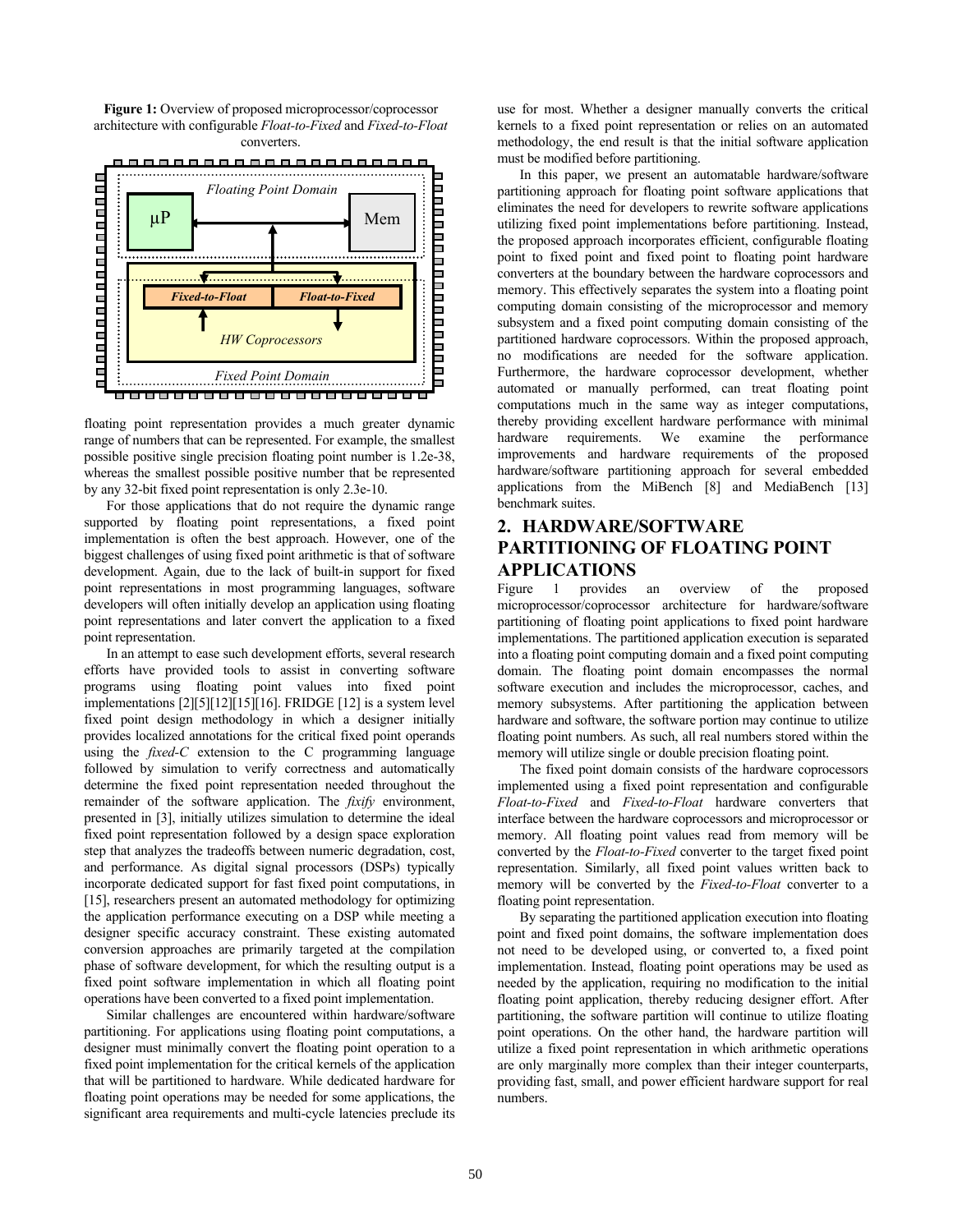**Figure 1:** Overview of proposed microprocessor/coprocessor architecture with configurable *Float-to-Fixed* and *Fixed-to-Float* converters.

floating point representation provides a much greater dynamic range of numbers that can be represented. For example, the smallest possible positive single precision floating point number is 1.2e-38, whereas the smallest possible positive number that be represented by any 32-bit fixed point representation is only 2.3e-10.

For those applications that do not require the dynamic range supported by floating point representations, a fixed point implementation is often the best approach. However, one of the biggest challenges of using fixed point arithmetic is that of software development. Again, due to the lack of built-in support for fixed point representations in most programming languages, software developers will often initially develop an application using floating point representations and later convert the application to a fixed point representation.

In an attempt to ease such development efforts, several research efforts have provided tools to assist in converting software programs using floating point values into fixed point implementations [2][5][12][15][16]. FRIDGE [12] is a system level fixed point design methodology in which a designer initially provides localized annotations for the critical fixed point operands using the *fixed-C* extension to the C programming language followed by simulation to verify correctness and automatically determine the fixed point representation needed throughout the remainder of the software application. The *fixify* environment, presented in [3], initially utilizes simulation to determine the ideal fixed point representation followed by a design space exploration step that analyzes the tradeoffs between numeric degradation, cost, and performance. As digital signal processors (DSPs) typically incorporate dedicated support for fast fixed point computations, in [15], researchers present an automated methodology for optimizing the application performance executing on a DSP while meeting a designer specific accuracy constraint. These existing automated conversion approaches are primarily targeted at the compilation phase of software development, for which the resulting output is a fixed point software implementation in which all floating point operations have been converted to a fixed point implementation.

Similar challenges are encountered within hardware/software partitioning. For applications using floating point computations, a designer must minimally convert the floating point operation to a fixed point implementation for the critical kernels of the application that will be partitioned to hardware. While dedicated hardware for floating point operations may be needed for some applications, the significant area requirements and multi-cycle latencies preclude its use for most. Whether a designer manually converts the critical kernels to a fixed point representation or relies on an automated methodology, the end result is that the initial software application must be modified before partitioning.

In this paper, we present an automatable hardware/software partitioning approach for floating point software applications that eliminates the need for developers to rewrite software applications utilizing fixed point implementations before partitioning. Instead, the proposed approach incorporates efficient, configurable floating point to fixed point and fixed point to floating point hardware converters at the boundary between the hardware coprocessors and memory. This effectively separates the system into a floating point computing domain consisting of the microprocessor and memory subsystem and a fixed point computing domain consisting of the partitioned hardware coprocessors. Within the proposed approach, no modifications are needed for the software application. Furthermore, the hardware coprocessor development, whether automated or manually performed, can treat floating point computations much in the same way as integer computations, thereby providing excellent hardware performance with minimal hardware requirements. We examine the performance improvements and hardware requirements of the proposed hardware/software partitioning approach for several embedded applications from the MiBench [8] and MediaBench [13] benchmark suites.

## 2. HARDWARE/SOFTWARE PARTITIONING OF FLOATING POINT APPLICATIONS

Figure 1 provides an overview of the proposed microprocessor/coprocessor architecture for hardware/software partitioning of floating point applications to fixed point hardware implementations. The partitioned application execution is separated into a floating point computing domain and a fixed point computing domain. The floating point domain encompasses the normal software execution and includes the microprocessor, caches, and memory subsystems. After partitioning the application between hardware and software, the software portion may continue to utilize floating point numbers. As such, all real numbers stored within the memory will utilize single or double precision floating point.

The fixed point domain consists of the hardware coprocessors implemented using a fixed point representation and configurable *Float-to-Fixed* and *Fixed-to-Float* hardware converters that interface between the hardware coprocessors and microprocessor or memory. All floating point values read from memory will be converted by the *Float-to-Fixed* converter to the target fixed point representation. Similarly, all fixed point values written back to memory will be converted by the *Fixed-to-Float* converter to a floating point representation.

By separating the partitioned application execution into floating point and fixed point domains, the software implementation does not need to be developed using, or converted to, a fixed point implementation. Instead, floating point operations may be used as needed by the application, requiring no modification to the initial floating point application, thereby reducing designer effort. After partitioning, the software partition will continue to utilize floating point operations. On the other hand, the hardware partition will utilize a fixed point representation in which arithmetic operations are only marginally more complex than their integer counterparts, providing fast, small, and power efficient hardware support for real numbers.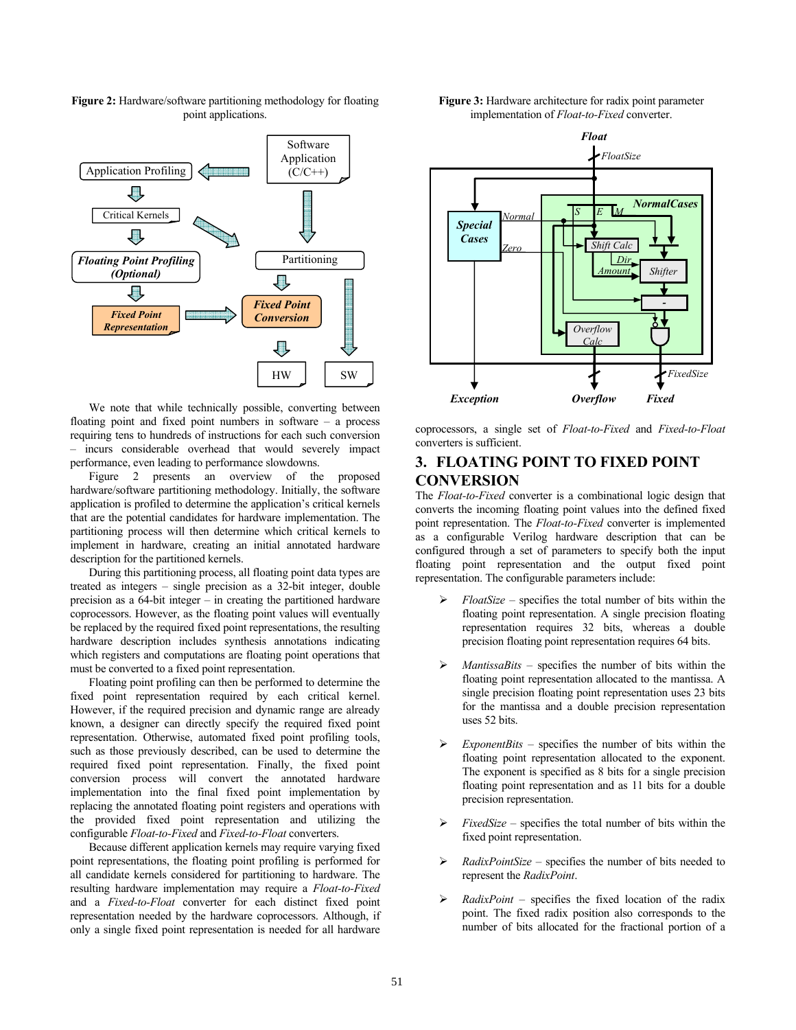**Figure 2:** Hardware/software partitioning methodology for floating point applications.

Application Profiling

Software Application (C/C++)

Critical Kernels

Floating Point Profiling (Optional)

Partitioning

Fixed Point Representation

Fixed Point Conversion

HW

SW

We note that while technically possible, converting between floating point and fixed point numbers in software – a process requiring tens to hundreds of instructions for each such conversion – incurs considerable overhead that would severely impact performance, even leading to performance slowdowns.

Figure 2 presents an overview of the proposed hardware/software partitioning methodology. Initially, the software application is profiled to determine the application's critical kernels that are the potential candidates for hardware implementation. The partitioning process will then determine which critical kernels to implement in hardware, creating an initial annotated hardware description for the partitioned kernels.

During this partitioning process, all floating point data types are treated as integers – single precision as a 32-bit integer, double precision as a 64-bit integer – in creating the partitioned hardware coprocessors. However, as the floating point values will eventually be replaced by the required fixed point representations, the resulting hardware description includes synthesis annotations indicating which registers and computations are floating point operations that must be converted to a fixed point representation.

Floating point profiling can then be performed to determine the fixed point representation required by each critical kernel. However, if the required precision and dynamic range are already known, a designer can directly specify the required fixed point representation. Otherwise, automated fixed point profiling tools, such as those previously described, can be used to determine the required fixed point representation. Finally, the fixed point conversion process will convert the annotated hardware implementation into the final fixed point implementation by replacing the annotated floating point registers and operations with the provided fixed point representation and utilizing the configurable *Float-to-Fixed* and *Fixed-to-Float* converters.

Because different application kernels may require varying fixed point representations, the floating point profiling is performed for all candidate kernels considered for partitioning to hardware. The resulting hardware implementation may require a *Float-to-Fixed* and a *Fixed-to-Float* converter for each distinct fixed point representation needed by the hardware coprocessors. Although, if only a single fixed point representation is needed for all hardware coprocessors, a single set of *Float-to-Fixed* and *Fixed-to-Float* converters is sufficient.

**Figure 3:** Hardware architecture for radix point parameter implementation of *Float-to-Fixed* converter.

Float

FloatSize

NormalCases

S E M

Special Cases

Normal

Zero

Shift Calc

Dir

Amount

Shifter

-

Overflow Calc

FixedSize

Exception

Overflow

Fixed

## 3. FLOATING POINT TO FIXED POINT CONVERSION

The *Float-to-Fixed* converter is a combinational logic design that converts the incoming floating point values into the defined fixed point representation. The *Float-to-Fixed* converter is implemented as a configurable Verilog hardware description that can be configured through a set of parameters to specify both the input floating point representation and the output fixed point representation. The configurable parameters include:

- *FloatSize* – specifies the total number of bits within the floating point representation. A single precision floating representation requires 32 bits, whereas a double precision floating point representation requires 64 bits.
- *MantissaBits* – specifies the number of bits within the floating point representation allocated to the mantissa. A single precision floating point representation uses 23 bits for the mantissa and a double precision representation uses 52 bits.
- *ExponentBits* – specifies the number of bits within the floating point representation allocated to the exponent. The exponent is specified as 8 bits for a single precision floating point representation and as 11 bits for a double precision representation.
- *FixedSize* – specifies the total number of bits within the fixed point representation.
- *RadixPointSize* – specifies the number of bits needed to represent the *RadixPoint*.
- *RadixPoint* – specifies the fixed location of the radix point. The fixed radix position also corresponds to the number of bits allocated for the fractional portion of a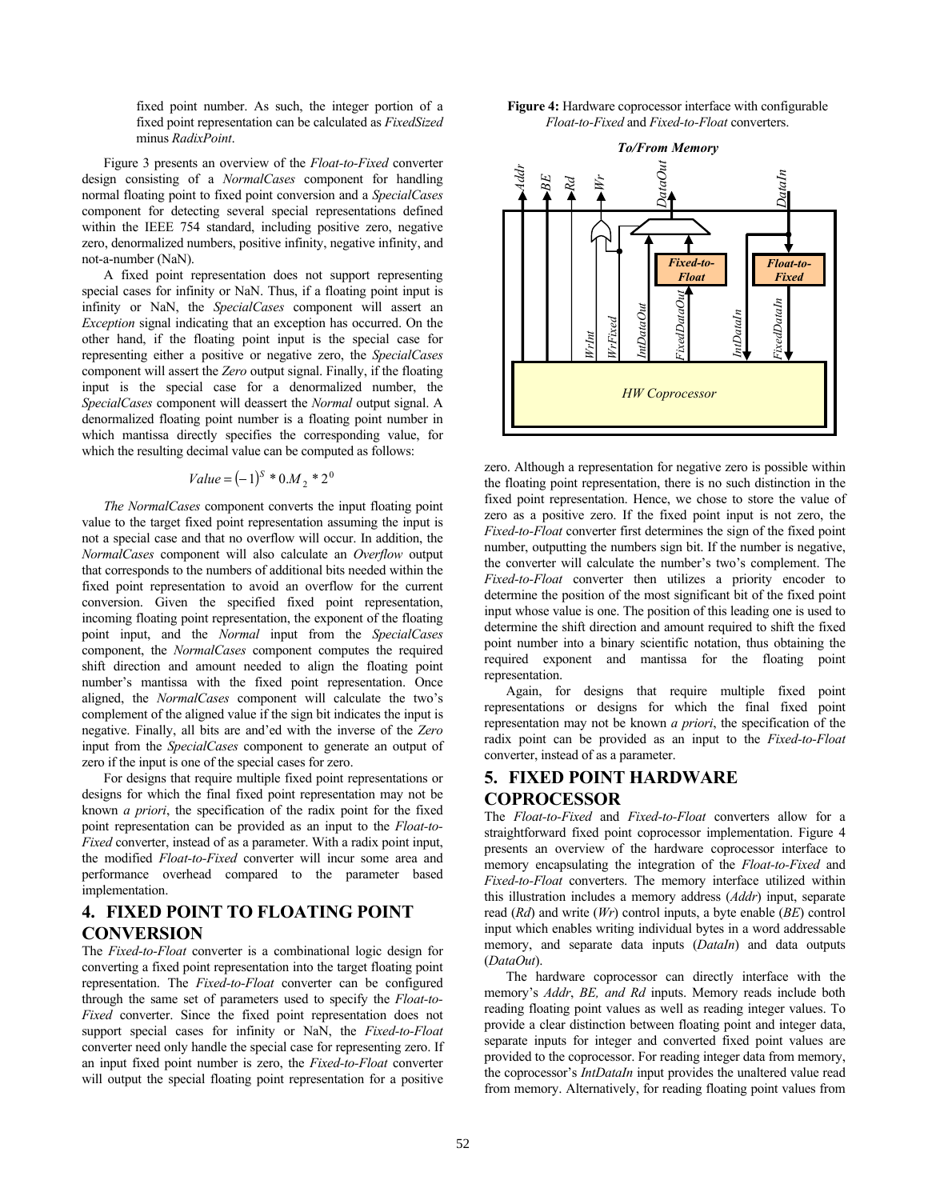fixed point number. As such, the integer portion of a fixed point representation can be calculated as *FixedSized* minus *RadixPoint*.

Figure 3 presents an overview of the *Float-to-Fixed* converter design consisting of a *NormalCases* component for handling normal floating point to fixed point conversion and a *SpecialCases* component for detecting several special representations defined within the IEEE 754 standard, including positive zero, negative zero, denormalized numbers, positive infinity, negative infinity, and not-a-number (NaN).

A fixed point representation does not support representing special cases for infinity or NaN. Thus, if a floating point input is infinity or NaN, the *SpecialCases* component will assert an *Exception* signal indicating that an exception has occurred. On the other hand, if the floating point input is the special case for representing either a positive or negative zero, the *SpecialCases* component will assert the *Zero* output signal. Finally, if the floating input is the special case for a denormalized number, the *SpecialCases* component will deassert the *Normal* output signal. A denormalized floating point number is a floating point number in which mantissa directly specifies the corresponding value, for which the resulting decimal value can be computed as follows:

$$Value = (-1)^S * 0.M_2 * 2^0$$

*The NormalCases* component converts the input floating point value to the target fixed point representation assuming the input is not a special case and that no overflow will occur. In addition, the *NormalCases* component will also calculate an *Overflow* output that corresponds to the numbers of additional bits needed within the fixed point representation to avoid an overflow for the current conversion. Given the specified fixed point representation, incoming floating point representation, the exponent of the floating point input, and the *Normal* input from the *SpecialCases* component, the *NormalCases* component computes the required shift direction and amount needed to align the floating point number's mantissa with the fixed point representation. Once aligned, the *NormalCases* component will calculate the two's complement of the aligned value if the sign bit indicates the input is negative. Finally, all bits are and'ed with the inverse of the *Zero* input from the *SpecialCases* component to generate an output of zero if the input is one of the special cases for zero.

For designs that require multiple fixed point representations or designs for which the final fixed point representation may not be known *a priori*, the specification of the radix point for the fixed point representation can be provided as an input to the *Float-to-Fixed* converter, instead of as a parameter. With a radix point input, the modified *Float-to-Fixed* converter will incur some area and performance overhead compared to the parameter based implementation.

## 4. FIXED POINT TO FLOATING POINT CONVERSION

The *Fixed-to-Float* converter is a combinational logic design for converting a fixed point representation into the target floating point representation. The *Fixed-to-Float* converter can be configured through the same set of parameters used to specify the *Float-to-Fixed* converter. Since the fixed point representation does not support special cases for infinity or NaN, the *Fixed-to-Float* converter need only handle the special case for representing zero. If an input fixed point number is zero, the *Fixed-to-Float* converter will output the special floating point representation for a positive zero. Although a representation for negative zero is possible within the floating point representation, there is no such distinction in the fixed point representation. Hence, we chose to store the value of zero as a positive zero. If the fixed point input is not zero, the *Fixed-to-Float* converter first determines the sign of the fixed point number, outputting the numbers sign bit. If the number is negative, the converter will calculate the number's two's complement. The *Fixed-to-Float* converter then utilizes a priority encoder to determine the position of the most significant bit of the fixed point input whose value is one. The position of this leading one is used to determine the shift direction and amount required to shift the fixed point number into a binary scientific notation, thus obtaining the required exponent and mantissa for the floating point representation.

Again, for designs that require multiple fixed point representations or designs for which the final fixed point representation may not be known *a priori*, the specification of the radix point can be provided as an input to the *Fixed-to-Float* converter, instead of as a parameter.

**Figure 4:** Hardware coprocessor interface with configurable *Float-to-Fixed* and *Fixed-to-Float* converters.

## 5. FIXED POINT HARDWARE COPROCESSOR

The *Float-to-Fixed* and *Fixed-to-Float* converters allow for a straightforward fixed point coprocessor implementation. Figure 4 presents an overview of the hardware coprocessor interface to memory encapsulating the integration of the *Float-to-Fixed* and *Fixed-to-Float* converters. The memory interface utilized within this illustration includes a memory address (*Addr*) input, separate read (*Rd*) and write (*Wr*) control inputs, a byte enable (*BE*) control input which enables writing individual bytes in a word addressable memory, and separate data inputs (*DataIn*) and data outputs (*DataOut*).

The hardware coprocessor can directly interface with the memory's *Addr*, *BE, and Rd* inputs. Memory reads include both reading floating point values as well as reading integer values. To provide a clear distinction between floating point and integer data, separate inputs for integer and converted fixed point values are provided to the coprocessor. For reading integer data from memory, the coprocessor's *IntDataIn* input provides the unaltered value read from memory. Alternatively, for reading floating point values from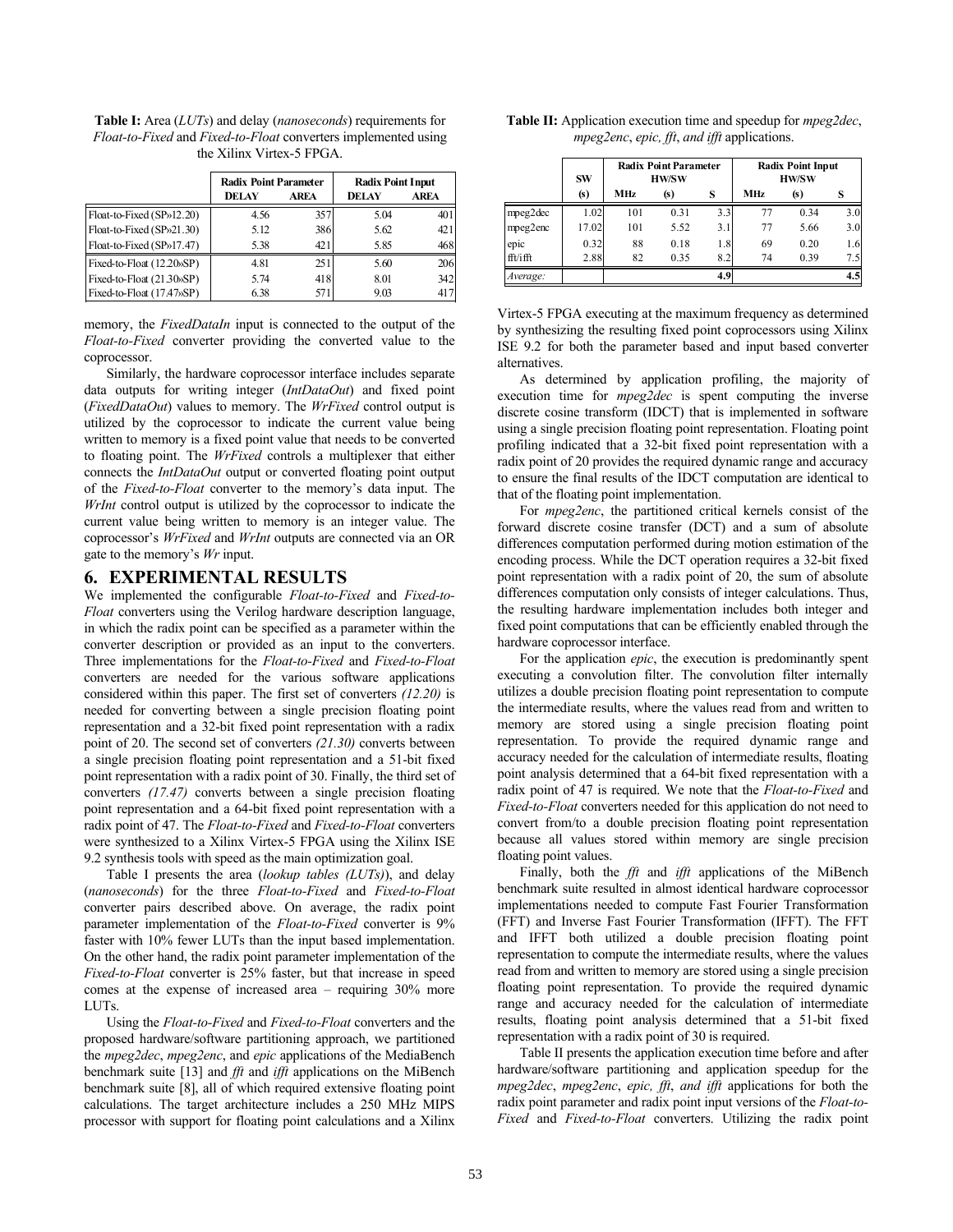**Table I:** Area (*LUTs*) and delay (*nanoseconds*) requirements for *Float-to-Fixed* and *Fixed-to-Float* converters implemented using the Xilinx Virtex-5 FPGA.

| | Radix Point Parameter | | Radix Point Input | |
|---|---|---|---|---|
| | DELAY | AREA | DELAY | AREA |
| Float-to-Fixed (SP»12.20) | 4.56 | 357 | 5.04 | 401 |
| Float-to-Fixed (SP»21.30) | 5.12 | 386 | 5.62 | 421 |
| Float-to-Fixed (SP»17.47) | 5.38 | 421 | 5.85 | 468 |
| Fixed-to-Float (12.20»SP) | 4.81 | 251 | 5.60 | 206 |
| Fixed-to-Float (21.30»SP) | 5.74 | 418 | 8.01 | 342 |
| Fixed-to-Float (17.47»SP) | 6.38 | 571 | 9.03 | 417 |

memory, the *FixedDataIn* input is connected to the output of the *Float-to-Fixed* converter providing the converted value to the coprocessor.

Similarly, the hardware coprocessor interface includes separate data outputs for writing integer (*IntDataOut*) and fixed point (*FixedDataOut*) values to memory. The *WrFixed* control output is utilized by the coprocessor to indicate the current value being written to memory is a fixed point value that needs to be converted to floating point. The *WrFixed* controls a multiplexer that either connects the *IntDataOut* output or converted floating point output of the *Fixed-to-Float* converter to the memory's data input. The *WrInt* control output is utilized by the coprocessor to indicate the current value being written to memory is an integer value. The coprocessor's *WrFixed* and *WrInt* outputs are connected via an OR gate to the memory's *Wr* input.

## 6. EXPERIMENTAL RESULTS

We implemented the configurable *Float-to-Fixed* and *Fixed-to-Float* converters using the Verilog hardware description language, in which the radix point can be specified as a parameter within the converter description or provided as an input to the converters. Three implementations for the *Float-to-Fixed* and *Fixed-to-Float* converters are needed for the various software applications considered within this paper. The first set of converters *(12.20)* is needed for converting between a single precision floating point representation and a 32-bit fixed point representation with a radix point of 20. The second set of converters *(21.30)* converts between a single precision floating point representation and a 51-bit fixed point representation with a radix point of 30. Finally, the third set of converters *(17.47)* converts between a single precision floating point representation and a 64-bit fixed point representation with a radix point of 47. The *Float-to-Fixed* and *Fixed-to-Float* converters were synthesized to a Xilinx Virtex-5 FPGA using the Xilinx ISE 9.2 synthesis tools with speed as the main optimization goal.

Table I presents the area (*lookup tables (LUTs)*), and delay (*nanoseconds*) for the three *Float-to-Fixed* and *Fixed-to-Float* converter pairs described above. On average, the radix point parameter implementation of the *Float-to-Fixed* converter is 9% faster with 10% fewer LUTs than the input based implementation. On the other hand, the radix point parameter implementation of the *Fixed-to-Float* converter is 25% faster, but that increase in speed comes at the expense of increased area – requiring 30% more LUTs.

Using the *Float-to-Fixed* and *Fixed-to-Float* converters and the proposed hardware/software partitioning approach, we partitioned the *mpeg2dec*, *mpeg2enc*, and *epic* applications of the MediaBench benchmark suite [13] and *fft* and *ifft* applications on the MiBench benchmark suite [8], all of which required extensive floating point calculations. The target architecture includes a 250 MHz MIPS processor with support for floating point calculations and a Xilinx Virtex-5 FPGA executing at the maximum frequency as determined by synthesizing the resulting fixed point coprocessors using Xilinx ISE 9.2 for both the parameter based and input based converter alternatives.

**Table II:** Application execution time and speedup for *mpeg2dec*, *mpeg2enc*, *epic, fft*, *and ifft* applications.

| | SW | Radix Point Parameter HW/SW | | | Radix Point Input HW/SW | | |
|---|---|---|---|---|---|---|---|
| | (s) | MHz | (s) | S | MHz | (s) | S |
| mpeg2dec | 1.02 | 101 | 0.31 | 3.3 | 77 | 0.34 | 3.0 |
| mpeg2enc | 17.02 | 101 | 5.52 | 3.1 | 77 | 5.66 | 3.0 |
| epic | 0.32 | 88 | 0.18 | 1.8 | 69 | 0.20 | 1.6 |
| fft/ifft | 2.88 | 82 | 0.35 | 8.2 | 74 | 0.39 | 7.5 |
| *Average:* | | | | 4.9 | | | 4.5 |

As determined by application profiling, the majority of execution time for *mpeg2dec* is spent computing the inverse discrete cosine transform (IDCT) that is implemented in software using a single precision floating point representation. Floating point profiling indicated that a 32-bit fixed point representation with a radix point of 20 provides the required dynamic range and accuracy to ensure the final results of the IDCT computation are identical to that of the floating point implementation.

For *mpeg2enc*, the partitioned critical kernels consist of the forward discrete cosine transfer (DCT) and a sum of absolute differences computation performed during motion estimation of the encoding process. While the DCT operation requires a 32-bit fixed point representation with a radix point of 20, the sum of absolute differences computation only consists of integer calculations. Thus, the resulting hardware implementation includes both integer and fixed point computations that can be efficiently enabled through the hardware coprocessor interface.

For the application *epic*, the execution is predominantly spent executing a convolution filter. The convolution filter internally utilizes a double precision floating point representation to compute the intermediate results, where the values read from and written to memory are stored using a single precision floating point representation. To provide the required dynamic range and accuracy needed for the calculation of intermediate results, floating point analysis determined that a 64-bit fixed representation with a radix point of 47 is required. We note that the *Float-to-Fixed* and *Fixed-to-Float* converters needed for this application do not need to convert from/to a double precision floating point representation because all values stored within memory are single precision floating point values.

Finally, both the *fft* and *ifft* applications of the MiBench benchmark suite resulted in almost identical hardware coprocessor implementations needed to compute Fast Fourier Transformation (FFT) and Inverse Fast Fourier Transformation (IFFT). The FFT and IFFT both utilized a double precision floating point representation to compute the intermediate results, where the values read from and written to memory are stored using a single precision floating point representation. To provide the required dynamic range and accuracy needed for the calculation of intermediate results, floating point analysis determined that a 51-bit fixed representation with a radix point of 30 is required.

Table II presents the application execution time before and after hardware/software partitioning and application speedup for the *mpeg2dec*, *mpeg2enc*, *epic, fft*, *and ifft* applications for both the radix point parameter and radix point input versions of the *Float-to-Fixed* and *Fixed-to-Float* converters. Utilizing the radix point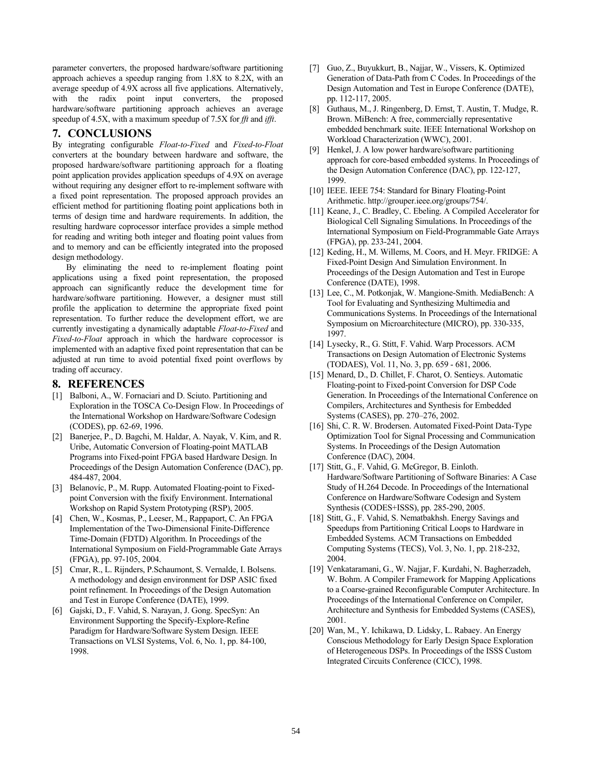parameter converters, the proposed hardware/software partitioning approach achieves a speedup ranging from 1.8X to 8.2X, with an average speedup of 4.9X across all five applications. Alternatively, with the radix point input converters, the proposed hardware/software partitioning approach achieves an average speedup of 4.5X, with a maximum speedup of 7.5X for *fft* and *ifft*.

## 7. CONCLUSIONS

By integrating configurable *Float-to-Fixed* and *Fixed-to-Float* converters at the boundary between hardware and software, the proposed hardware/software partitioning approach for a floating point application provides application speedups of 4.9X on average without requiring any designer effort to re-implement software with a fixed point representation. The proposed approach provides an efficient method for partitioning floating point applications both in terms of design time and hardware requirements. In addition, the resulting hardware coprocessor interface provides a simple method for reading and writing both integer and floating point values from and to memory and can be efficiently integrated into the proposed design methodology.

By eliminating the need to re-implement floating point applications using a fixed point representation, the proposed approach can significantly reduce the development time for hardware/software partitioning. However, a designer must still profile the application to determine the appropriate fixed point representation. To further reduce the development effort, we are currently investigating a dynamically adaptable *Float-to-Fixed* and *Fixed-to-Float* approach in which the hardware coprocessor is implemented with an adaptive fixed point representation that can be adjusted at run time to avoid potential fixed point overflows by trading off accuracy.

## 8. REFERENCES

[1] Balboni, A., W. Fornaciari and D. Sciuto. Partitioning and Exploration in the TOSCA Co-Design Flow. In Proceedings of the International Workshop on Hardware/Software Codesign (CODES), pp. 62-69, 1996.

[2] Banerjee, P., D. Bagchi, M. Haldar, A. Nayak, V. Kim, and R. Uribe, Automatic Conversion of Floating-point MATLAB Programs into Fixed-point FPGA based Hardware Design. In Proceedings of the Design Automation Conference (DAC), pp. 484-487, 2004.

[3] Belanovíc, P., M. Rupp. Automated Floating-point to Fixed-point Conversion with the fixify Environment. International Workshop on Rapid System Prototyping (RSP), 2005.

[4] Chen, W., Kosmas, P., Leeser, M., Rappaport, C. An FPGA Implementation of the Two-Dimensional Finite-Difference Time-Domain (FDTD) Algorithm. In Proceedings of the International Symposium on Field-Programmable Gate Arrays (FPGA), pp. 97-105, 2004.

[5] Cmar, R., L. Rijnders, P.Schaumont, S. Vernalde, I. Bolsens. A methodology and design environment for DSP ASIC fixed point refinement. In Proceedings of the Design Automation and Test in Europe Conference (DATE), 1999.

[6] Gajski, D., F. Vahid, S. Narayan, J. Gong. SpecSyn: An Environment Supporting the Specify-Explore-Refine Paradigm for Hardware/Software System Design. IEEE Transactions on VLSI Systems, Vol. 6, No. 1, pp. 84-100, 1998.

[7] Guo, Z., Buyukkurt, B., Najjar, W., Vissers, K. Optimized Generation of Data-Path from C Codes. In Proceedings of the Design Automation and Test in Europe Conference (DATE), pp. 112-117, 2005.

[8] Guthaus, M., J. Ringenberg, D. Ernst, T. Austin, T. Mudge, R. Brown. MiBench: A free, commercially representative embedded benchmark suite. IEEE International Workshop on Workload Characterization (WWC), 2001.

[9] Henkel, J. A low power hardware/software partitioning approach for core-based embedded systems. In Proceedings of the Design Automation Conference (DAC), pp. 122-127, 1999.

[10] IEEE. IEEE 754: Standard for Binary Floating-Point Arithmetic. http://grouper.ieee.org/groups/754/.

[11] Keane, J., C. Bradley, C. Ebeling. A Compiled Accelerator for Biological Cell Signaling Simulations. In Proceedings of the International Symposium on Field-Programmable Gate Arrays (FPGA), pp. 233-241, 2004.

[12] Keding, H., M. Willems, M. Coors, and H. Meyr. FRIDGE: A Fixed-Point Design And Simulation Environment. In Proceedings of the Design Automation and Test in Europe Conference (DATE), 1998.

[13] Lee, C., M. Potkonjak, W. Mangione-Smith. MediaBench: A Tool for Evaluating and Synthesizing Multimedia and Communications Systems. In Proceedings of the International Symposium on Microarchitecture (MICRO), pp. 330-335, 1997.

[14] Lysecky, R., G. Stitt, F. Vahid. Warp Processors. ACM Transactions on Design Automation of Electronic Systems (TODAES), Vol. 11, No. 3, pp. 659 - 681, 2006.

[15] Menard, D., D. Chillet, F. Charot, O. Sentieys. Automatic Floating-point to Fixed-point Conversion for DSP Code Generation. In Proceedings of the International Conference on Compilers, Architectures and Synthesis for Embedded Systems (CASES), pp. 270–276, 2002.

[16] Shi, C. R. W. Brodersen. Automated Fixed-Point Data-Type Optimization Tool for Signal Processing and Communication Systems. In Proceedings of the Design Automation Conference (DAC), 2004.

[17] Stitt, G., F. Vahid, G. McGregor, B. Einloth. Hardware/Software Partitioning of Software Binaries: A Case Study of H.264 Decode. In Proceedings of the International Conference on Hardware/Software Codesign and System Synthesis (CODES+ISSS), pp. 285-290, 2005.

[18] Stitt, G., F. Vahid, S. Nematbakhsh. Energy Savings and Speedups from Partitioning Critical Loops to Hardware in Embedded Systems. ACM Transactions on Embedded Computing Systems (TECS), Vol. 3, No. 1, pp. 218-232, 2004.

[19] Venkataramani, G., W. Najjar, F. Kurdahi, N. Bagherzadeh, W. Bohm. A Compiler Framework for Mapping Applications to a Coarse-grained Reconfigurable Computer Architecture. In Proceedings of the International Conference on Compiler, Architecture and Synthesis for Embedded Systems (CASES), 2001.

[20] Wan, M., Y. Ichikawa, D. Lidsky, L. Rabaey. An Energy Conscious Methodology for Early Design Space Exploration of Heterogeneous DSPs. In Proceedings of the ISSS Custom Integrated Circuits Conference (CICC), 1998.